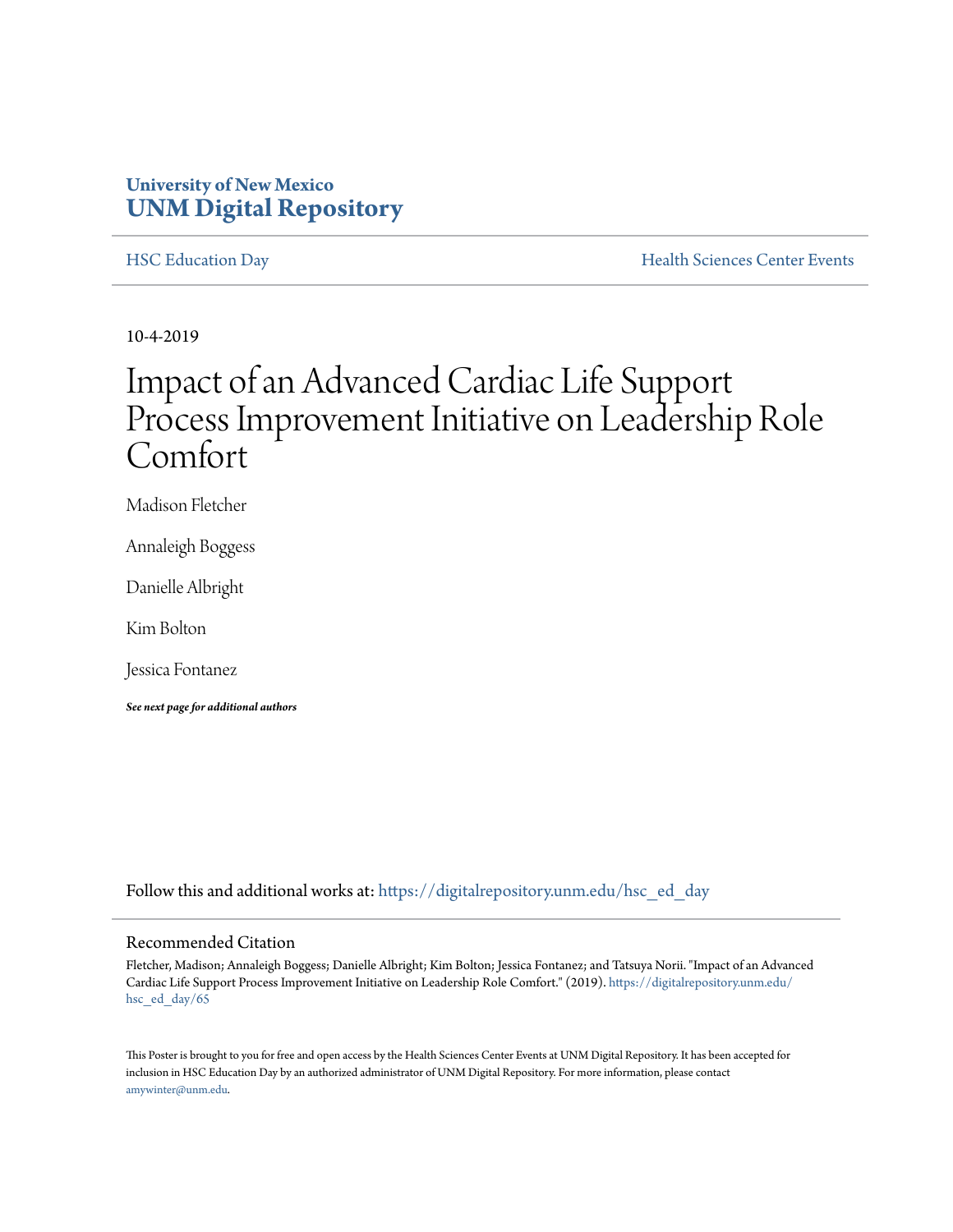University of New Mexico
**UNM Digital Repository**

HSC Education Day | Health Sciences Center Events

10-4-2019

# Impact of an Advanced Cardiac Life Support Process Improvement Initiative on Leadership Role Comfort

Madison Fletcher

Annaleigh Boggess

Danielle Albright

Kim Bolton

Jessica Fontanez

***See next page for additional authors***

Follow this and additional works at: https://digitalrepository.unm.edu/hsc_ed_day

## Recommended Citation

Fletcher, Madison; Annaleigh Boggess; Danielle Albright; Kim Bolton; Jessica Fontanez; and Tatsuya Norii. "Impact of an Advanced Cardiac Life Support Process Improvement Initiative on Leadership Role Comfort." (2019). https://digitalrepository.unm.edu/hsc_ed_day/65

This Poster is brought to you for free and open access by the Health Sciences Center Events at UNM Digital Repository. It has been accepted for inclusion in HSC Education Day by an authorized administrator of UNM Digital Repository. For more information, please contact amywinter@unm.edu.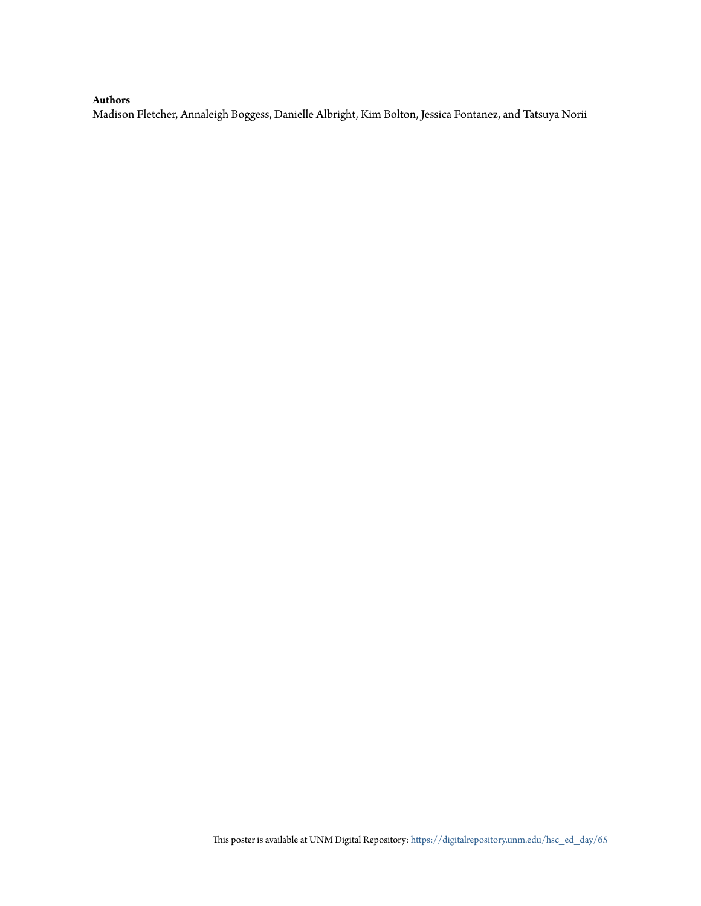**Authors**

Madison Fletcher, Annaleigh Boggess, Danielle Albright, Kim Bolton, Jessica Fontanez, and Tatsuya Norii

This poster is available at UNM Digital Repository: https://digitalrepository.unm.edu/hsc_ed_day/65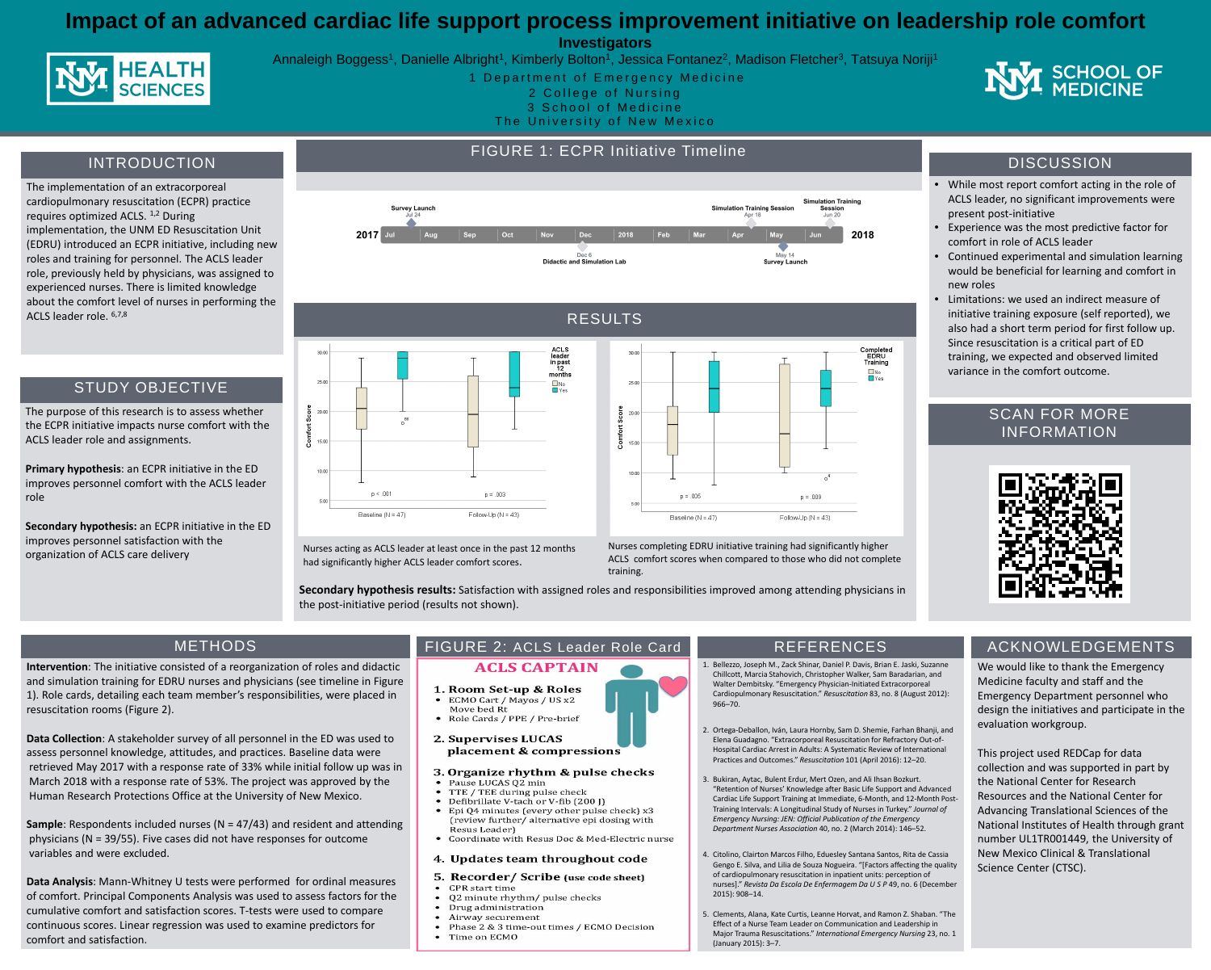# Impact of an advanced cardiac life support process improvement initiative on leadership role comfort

**Investigators**

Annaleigh Boggess[1], Danielle Albright[1], Kimberly Bolton[1], Jessica Fontanez[2], Madison Fletcher[3], Tatsuya Noriji[1]

1 Department of Emergency Medicine
2 College of Nursing
3 School of Medicine
The University of New Mexico

UNM HEALTH SCIENCES

UNM SCHOOL OF MEDICINE

## INTRODUCTION

The implementation of an extracorporeal cardiopulmonary resuscitation (ECPR) practice requires optimized ACLS. [1,2] During implementation, the UNM ED Resuscitation Unit (EDRU) introduced an ECPR initiative, including new roles and training for personnel. The ACLS leader role, previously held by physicians, was assigned to experienced nurses. There is limited knowledge about the comfort level of nurses in performing the ACLS leader role. [6,7,8]

## STUDY OBJECTIVE

The purpose of this research is to assess whether the ECPR initiative impacts nurse comfort with the ACLS leader role and assignments.

**Primary hypothesis**: an ECPR initiative in the ED improves personnel comfort with the ACLS leader role

**Secondary hypothesis:** an ECPR initiative in the ED improves personnel satisfaction with the organization of ACLS care delivery

## FIGURE 1: ECPR Initiative Timeline

2017 Jul Aug Sep Oct Nov Dec 2018 Feb Mar Apr May Jun 2018

Survey Launch Jul 24

Dec 6 Didactic and Simulation Lab

Simulation Training Session Apr 18

Simulation Training Session Jun 20

May 14 Survey Launch

## RESULTS

Comfort Score

30.00 25.00 20.00 15.00 10.00 5.00

ACLS leader in past 12 months
No
Yes

p < .001

p = .003

Baseline (N = 47)

Follow-Up (N = 43)

Nurses acting as ACLS leader at least once in the past 12 months had significantly higher ACLS leader comfort scores.

Comfort Score

30.00 25.00 20.00 15.00 10.00 5.00

Completed EDRU Training
No
Yes

p = .005

p = .009

Baseline (N = 47)

Follow-Up (N = 43)

Nurses completing EDRU initiative training had significantly higher ACLS comfort scores when compared to those who did not complete training.

**Secondary hypothesis results:** Satisfaction with assigned roles and responsibilities improved among attending physicians in the post-initiative period (results not shown).

## DISCUSSION

- While most report comfort acting in the role of ACLS leader, no significant improvements were present post-initiative
- Experience was the most predictive factor for comfort in role of ACLS leader
- Continued experimental and simulation learning would be beneficial for learning and comfort in new roles
- Limitations: we used an indirect measure of initiative training exposure (self reported), we also had a short term period for first follow up. Since resuscitation is a critical part of ED training, we expected and observed limited variance in the comfort outcome.

## SCAN FOR MORE INFORMATION

## METHODS

**Intervention**: The initiative consisted of a reorganization of roles and didactic and simulation training for EDRU nurses and physicians (see timeline in Figure 1). Role cards, detailing each team member's responsibilities, were placed in resuscitation rooms (Figure 2).

**Data Collection**: A stakeholder survey of all personnel in the ED was used to assess personnel knowledge, attitudes, and practices. Baseline data were retrieved May 2017 with a response rate of 33% while initial follow up was in March 2018 with a response rate of 53%. The project was approved by the Human Research Protections Office at the University of New Mexico.

**Sample**: Respondents included nurses (N = 47/43) and resident and attending physicians (N = 39/55). Five cases did not have responses for outcome variables and were excluded.

**Data Analysis**: Mann-Whitney U tests were performed for ordinal measures of comfort. Principal Components Analysis was used to assess factors for the cumulative comfort and satisfaction scores. T-tests were used to compare continuous scores. Linear regression was used to examine predictors for comfort and satisfaction.

## FIGURE 2: ACLS Leader Role Card

**ACLS CAPTAIN**

1. **Room Set-up & Roles**
   - ECMO Cart / Mayos / US x2
   - Move bed Rt
   - Role Cards / PPE / Pre-brief
2. **Supervises LUCAS placement & compressions**
3. **Organize rhythm & pulse checks**
   - Pause LUCAS Q2 min
   - TTE / TEE during pulse check
   - Defibrillate V-tach or V-fib (200 J)
   - Epi Q4 minutes (every other pulse check) x3 (review further/ alternative epi dosing with Resus Leader)
   - Coordinate with Resus Doc & Med-Elect nurse
4. **Updates team throughout code**
5. **Recorder/ Scribe** (use code sheet)
   - CPR start time
   - Q2 minute rhythm/ pulse checks
   - Drug administration
   - Airway securement
   - Phase 2 & 3 time-out times / ECMO Decision
   - Time on ECMO

## REFERENCES

1. Bellezzo, Joseph M., Zack Shinar, Daniel P. Davis, Brian E. Jaski, Suzanne Chillcott, Marcia Stahovich, Christopher Walker, Sam Baradarian, and Walter Dembitsky. "Emergency Physician-Initiated Extracorporeal Cardiopulmonary Resuscitation." *Resuscitation* 83, no. 8 (August 2012): 966–70.
2. Ortega-Deballon, Iván, Laura Hornby, Sam D. Shemie, Farhan Bhanji, and Elena Guadagno. "Extracorporeal Resuscitation for Refractory Out-of-Hospital Cardiac Arrest in Adults: A Systematic Review of International Practices and Outcomes." *Resuscitation* 101 (April 2016): 12–20.
3. Bukiran, Aytac, Bulent Erdur, Mert Ozen, and Ali Ihsan Bozkurt. "Retention of Nurses' Knowledge after Basic Life Support and Advanced Cardiac Life Support Training at Immediate, 6-Month, and 12-Month Post-Training Intervals: A Longitudinal Study of Nurses in Turkey." *Journal of Emergency Nursing: JEN: Official Publication of the Emergency Department Nurses Association* 40, no. 2 (March 2014): 146–52.
4. Citolino, Clairton Marcos Filho, Eduesley Santana Santos, Rita de Cassia Gengo E. Silva, and Lilia de Souza Nogueira. "[Factors affecting the quality of cardiopulmonary resuscitation in inpatient units: perception of nurses]." *Revista Da Escola De Enfermagem Da U S P* 49, no. 6 (December 2015): 908–14.
5. Clements, Alana, Kate Curtis, Leanne Horvat, and Ramon Z. Shaban. "The Effect of a Nurse Team Leader on Communication and Leadership in Major Trauma Resuscitations." *International Emergency Nursing* 23, no. 1 (January 2015): 3–7.

## ACKNOWLEDGEMENTS

We would like to thank the Emergency Medicine faculty and staff and the Emergency Department personnel who design the initiatives and participate in the evaluation workgroup.

This project used REDCap for data collection and was supported in part by the National Center for Research Resources and the National Center for Advancing Translational Sciences of the National Institutes of Health through grant number UL1TR001449, the University of New Mexico Clinical & Translational Science Center (CTSC).